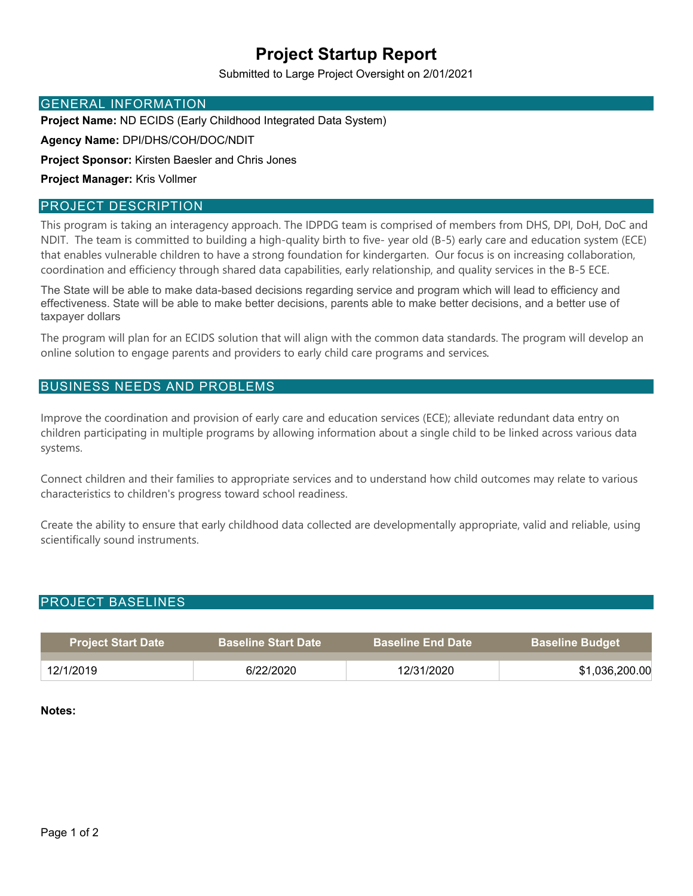# Project Startup Report

Submitted to Large Project Oversight on 2/01/2021

## GENERAL INFORMATION

**Project Name:** ND ECIDS (Early Childhood Integrated Data System)

**Agency Name:** DPI/DHS/COH/DOC/NDIT

**Project Sponsor:** Kirsten Baesler and Chris Jones

**Project Manager:** Kris Vollmer

## PROJECT DESCRIPTION

This program is taking an interagency approach. The IDPDG team is comprised of members from DHS, DPI, DoH, DoC and NDIT. The team is committed to building a high-quality birth to five- year old (B-5) early care and education system (ECE) that enables vulnerable children to have a strong foundation for kindergarten. Our focus is on increasing collaboration, coordination and efficiency through shared data capabilities, early relationship, and quality services in the B-5 ECE.

The State will be able to make data-based decisions regarding service and program which will lead to efficiency and effectiveness. State will be able to make better decisions, parents able to make better decisions, and a better use of taxpayer dollars

The program will plan for an ECIDS solution that will align with the common data standards. The program will develop an online solution to engage parents and providers to early child care programs and services.

## BUSINESS NEEDS AND PROBLEMS

Improve the coordination and provision of early care and education services (ECE); alleviate redundant data entry on children participating in multiple programs by allowing information about a single child to be linked across various data systems.

Connect children and their families to appropriate services and to understand how child outcomes may relate to various characteristics to children's progress toward school readiness.

Create the ability to ensure that early childhood data collected are developmentally appropriate, valid and reliable, using scientifically sound instruments.

## PROJECT BASELINES

| Project Start Date | Baseline Start Date | Baseline End Date | Baseline Budget |
|---|---|---|---|
| 12/1/2019 | 6/22/2020 | 12/31/2020 | $1,036,200.00 |

**Notes:**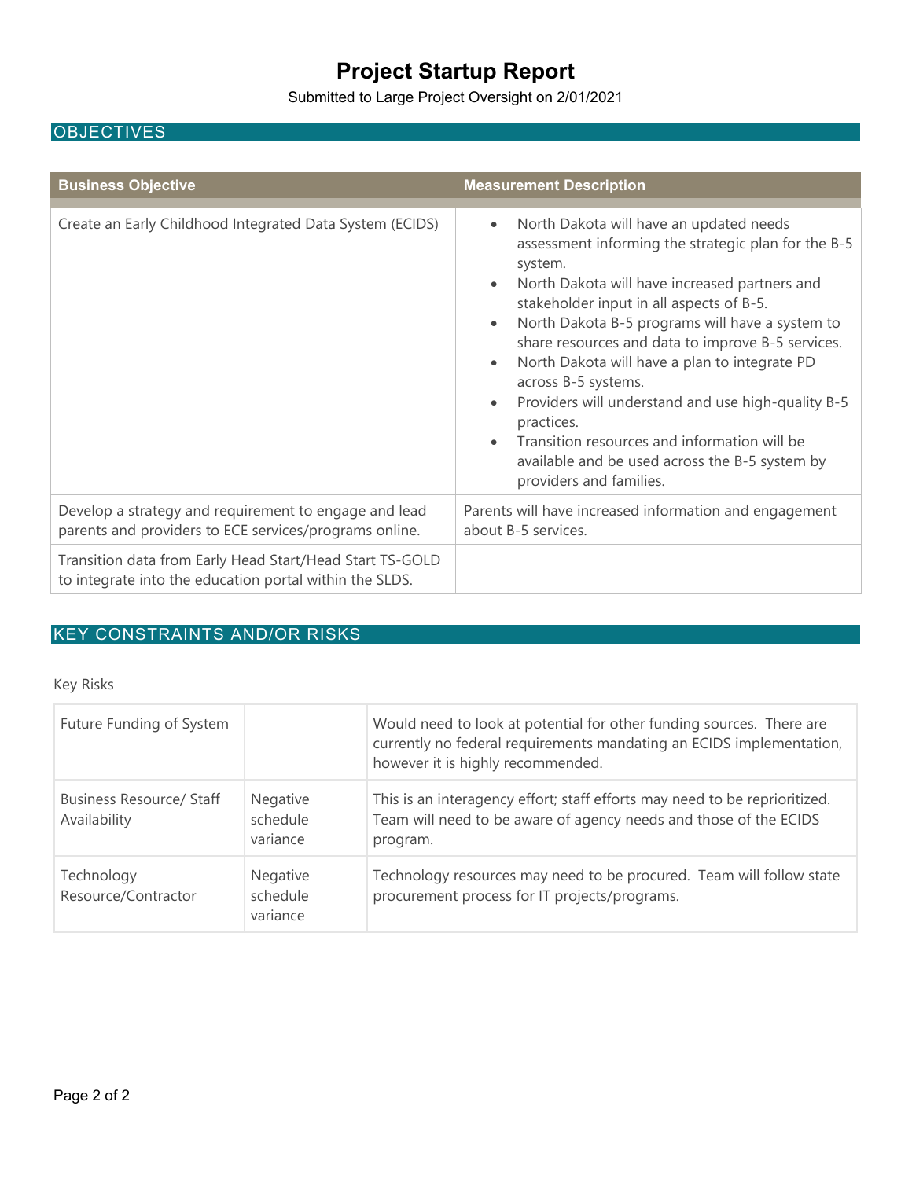# Project Startup Report

Submitted to Large Project Oversight on 2/01/2021

## OBJECTIVES

| Business Objective | Measurement Description |
|---|---|
| Create an Early Childhood Integrated Data System (ECIDS) | • North Dakota will have an updated needs assessment informing the strategic plan for the B-5 system.<br>• North Dakota will have increased partners and stakeholder input in all aspects of B-5.<br>• North Dakota B-5 programs will have a system to share resources and data to improve B-5 services.<br>• North Dakota will have a plan to integrate PD across B-5 systems.<br>• Providers will understand and use high-quality B-5 practices.<br>• Transition resources and information will be available and be used across the B-5 system by providers and families. |
| Develop a strategy and requirement to engage and lead parents and providers to ECE services/programs online. | Parents will have increased information and engagement about B-5 services. |
| Transition data from Early Head Start/Head Start TS-GOLD to integrate into the education portal within the SLDS. | |

## KEY CONSTRAINTS AND/OR RISKS

Key Risks

| | | |
|---|---|---|
| Future Funding of System | | Would need to look at potential for other funding sources. There are currently no federal requirements mandating an ECIDS implementation, however it is highly recommended. |
| Business Resource/ Staff Availability | Negative schedule variance | This is an interagency effort; staff efforts may need to be reprioritized. Team will need to be aware of agency needs and those of the ECIDS program. |
| Technology Resource/Contractor | Negative schedule variance | Technology resources may need to be procured. Team will follow state procurement process for IT projects/programs. |